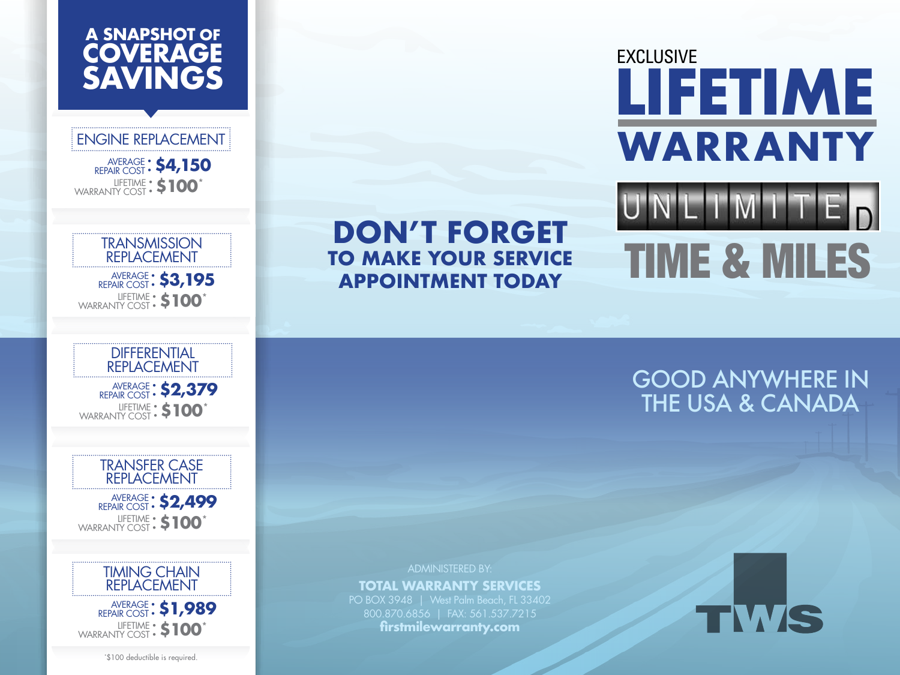# A SNAPSHOT OF COVERAGE SAVINGS

| Coverage | Average Repair Cost | Lifetime Warranty Cost |
| --- | --- | --- |
| ENGINE REPLACEMENT | $4,150 | $100* |
| TRANSMISSION REPLACEMENT | $3,195 | $100* |
| DIFFERENTIAL REPLACEMENT | $2,379 | $100* |
| TRANSFER CASE REPLACEMENT | $2,499 | $100* |
| TIMING CHAIN REPLACEMENT | $1,989 | $100* |

*$100 deductible is required.

## DON'T FORGET

**TO MAKE YOUR SERVICE APPOINTMENT TODAY**

# EXCLUSIVE LIFETIME WARRANTY

## UNLIMITED TIME & MILES

GOOD ANYWHERE IN THE USA & CANADA

ADMINISTERED BY:

**TOTAL WARRANTY SERVICES**

PO BOX 3948 | West Palm Beach, FL 33402

800.870.6856 | FAX: 561.537.7215

**firstmilewarranty.com**

TWS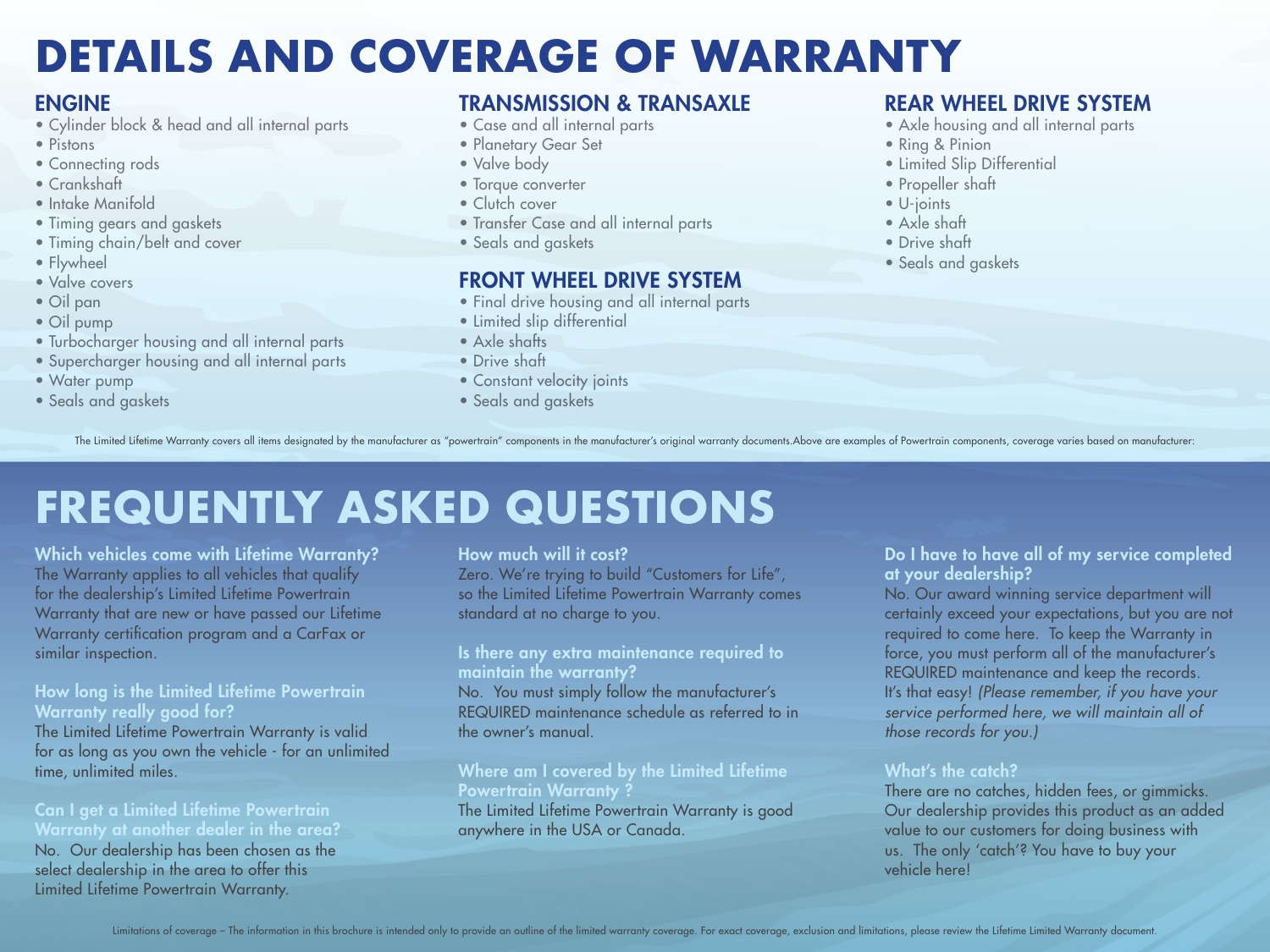# DETAILS AND COVERAGE OF WARRANTY

## ENGINE

- Cylinder block & head and all internal parts
- Pistons
- Connecting rods
- Crankshaft
- Intake Manifold
- Timing gears and gaskets
- Timing chain/belt and cover
- Flywheel
- Valve covers
- Oil pan
- Oil pump
- Turbocharger housing and all internal parts
- Supercharger housing and all internal parts
- Water pump
- Seals and gaskets

## TRANSMISSION & TRANSAXLE

- Case and all internal parts
- Planetary Gear Set
- Valve body
- Torque converter
- Clutch cover
- Transfer Case and all internal parts
- Seals and gaskets

## FRONT WHEEL DRIVE SYSTEM

- Final drive housing and all internal parts
- Limited slip differential
- Axle shafts
- Drive shaft
- Constant velocity joints
- Seals and gaskets

## REAR WHEEL DRIVE SYSTEM

- Axle housing and all internal parts
- Ring & Pinion
- Limited Slip Differential
- Propeller shaft
- U-joints
- Axle shaft
- Drive shaft
- Seals and gaskets

The Limited Lifetime Warranty covers all items designated by the manufacturer as "powertrain" components in the manufacturer's original warranty documents.Above are examples of Powertrain components, coverage varies based on manufacturer:

# FREQUENTLY ASKED QUESTIONS

### Which vehicles come with Lifetime Warranty?

The Warranty applies to all vehicles that qualify for the dealership's Limited Lifetime Powertrain Warranty that are new or have passed our Lifetime Warranty certification program and a CarFax or similar inspection.

### How long is the Limited Lifetime Powertrain Warranty really good for?

The Limited Lifetime Powertrain Warranty is valid for as long as you own the vehicle - for an unlimited time, unlimited miles.

### Can I get a Limited Lifetime Powertrain Warranty at another dealer in the area?

No. Our dealership has been chosen as the select dealership in the area to offer this Limited Lifetime Powertrain Warranty.

### How much will it cost?

Zero. We're trying to build "Customers for Life", so the Limited Lifetime Powertrain Warranty comes standard at no charge to you.

### Is there any extra maintenance required to maintain the warranty?

No. You must simply follow the manufacturer's REQUIRED maintenance schedule as referred to in the owner's manual.

### Where am I covered by the Limited Lifetime Powertrain Warranty ?

The Limited Lifetime Powertrain Warranty is good anywhere in the USA or Canada.

### Do I have to have all of my service completed at your dealership?

No. Our award winning service department will certainly exceed your expectations, but you are not required to come here. To keep the Warranty in force, you must perform all of the manufacturer's REQUIRED maintenance and keep the records. It's that easy! *(Please remember, if you have your service performed here, we will maintain all of those records for you.)*

### What's the catch?

There are no catches, hidden fees, or gimmicks. Our dealership provides this product as an added value to our customers for doing business with us. The only 'catch'? You have to buy your vehicle here!

Limitations of coverage – The information in this brochure is intended only to provide an outline of the limited warranty coverage. For exact coverage, exclusion and limitations, please review the Lifetime Limited Warranty document.